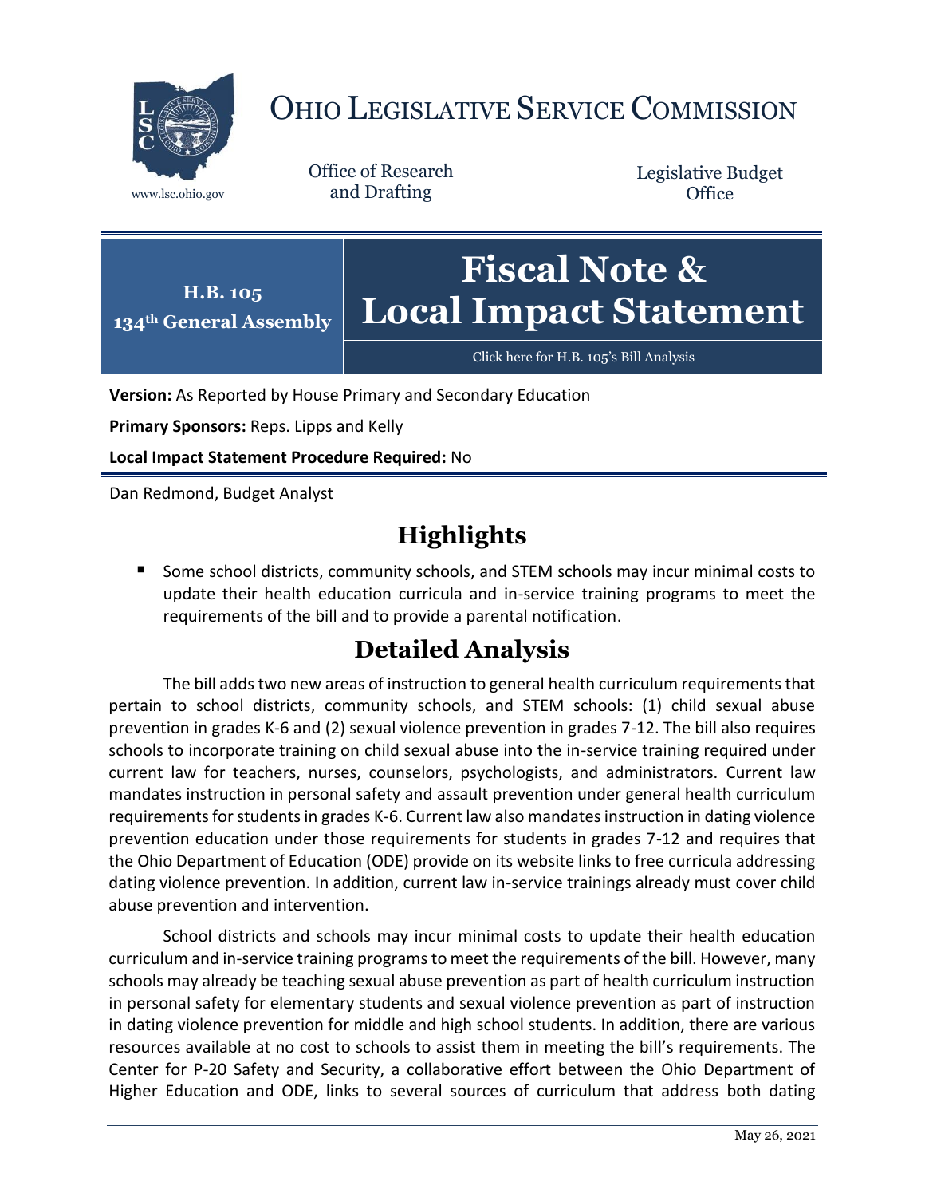# OHIO LEGISLATIVE SERVICE COMMISSION

www.lsc.ohio.gov

Office of Research and Drafting

Legislative Budget Office

**H.B. 105**
**134th General Assembly**

# Fiscal Note & Local Impact Statement

Click here for H.B. 105's Bill Analysis

**Version:** As Reported by House Primary and Secondary Education

**Primary Sponsors:** Reps. Lipps and Kelly

**Local Impact Statement Procedure Required:** No

Dan Redmond, Budget Analyst

## Highlights

- Some school districts, community schools, and STEM schools may incur minimal costs to update their health education curricula and in-service training programs to meet the requirements of the bill and to provide a parental notification.

## Detailed Analysis

The bill adds two new areas of instruction to general health curriculum requirements that pertain to school districts, community schools, and STEM schools: (1) child sexual abuse prevention in grades K-6 and (2) sexual violence prevention in grades 7-12. The bill also requires schools to incorporate training on child sexual abuse into the in-service training required under current law for teachers, nurses, counselors, psychologists, and administrators. Current law mandates instruction in personal safety and assault prevention under general health curriculum requirements for students in grades K-6. Current law also mandates instruction in dating violence prevention education under those requirements for students in grades 7-12 and requires that the Ohio Department of Education (ODE) provide on its website links to free curricula addressing dating violence prevention. In addition, current law in-service trainings already must cover child abuse prevention and intervention.

School districts and schools may incur minimal costs to update their health education curriculum and in-service training programs to meet the requirements of the bill. However, many schools may already be teaching sexual abuse prevention as part of health curriculum instruction in personal safety for elementary students and sexual violence prevention as part of instruction in dating violence prevention for middle and high school students. In addition, there are various resources available at no cost to schools to assist them in meeting the bill's requirements. The Center for P-20 Safety and Security, a collaborative effort between the Ohio Department of Higher Education and ODE, links to several sources of curriculum that address both dating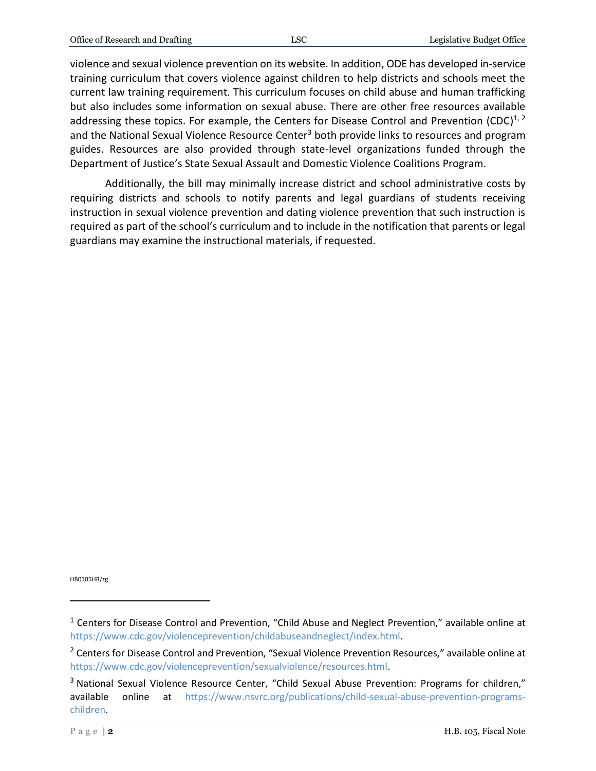violence and sexual violence prevention on its website. In addition, ODE has developed in-service training curriculum that covers violence against children to help districts and schools meet the current law training requirement. This curriculum focuses on child abuse and human trafficking but also includes some information on sexual abuse. There are other free resources available addressing these topics. For example, the Centers for Disease Control and Prevention (CDC)[1, 2] and the National Sexual Violence Resource Center[3] both provide links to resources and program guides. Resources are also provided through state-level organizations funded through the Department of Justice's State Sexual Assault and Domestic Violence Coalitions Program.

Additionally, the bill may minimally increase district and school administrative costs by requiring districts and schools to notify parents and legal guardians of students receiving instruction in sexual violence prevention and dating violence prevention that such instruction is required as part of the school's curriculum and to include in the notification that parents or legal guardians may examine the instructional materials, if requested.

HB0105HR/zg

---

[1] Centers for Disease Control and Prevention, "Child Abuse and Neglect Prevention," available online at https://www.cdc.gov/violenceprevention/childabuseandneglect/index.html.

[2] Centers for Disease Control and Prevention, "Sexual Violence Prevention Resources," available online at https://www.cdc.gov/violenceprevention/sexualviolence/resources.html.

[3] National Sexual Violence Resource Center, "Child Sexual Abuse Prevention: Programs for children," available online at https://www.nsvrc.org/publications/child-sexual-abuse-prevention-programs-children.